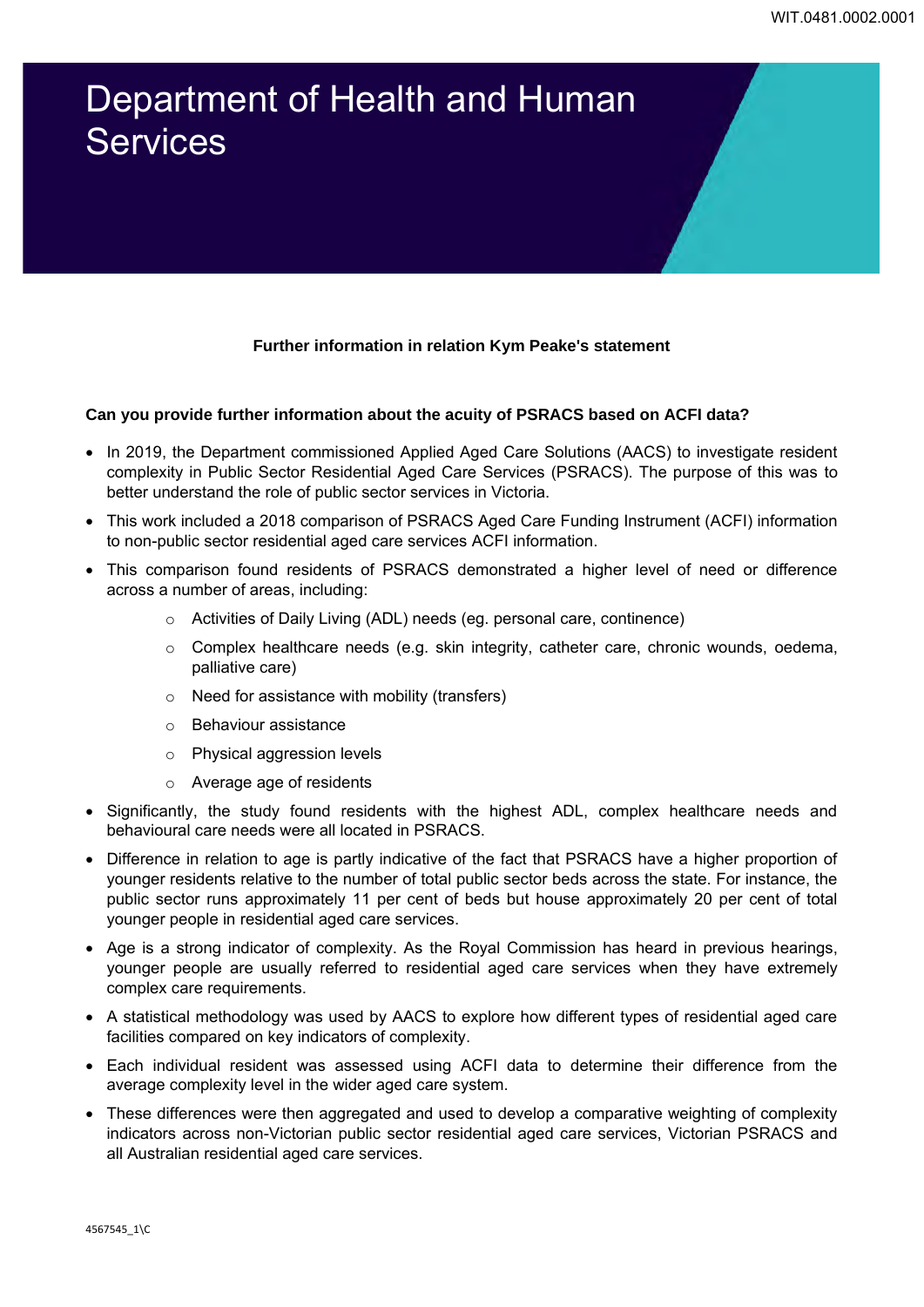# Department of Health and Human Services

**Further information in relation Kym Peake's statement**

**Can you provide further information about the acuity of PSRACS based on ACFI data?**

- In 2019, the Department commissioned Applied Aged Care Solutions (AACS) to investigate resident complexity in Public Sector Residential Aged Care Services (PSRACS). The purpose of this was to better understand the role of public sector services in Victoria.
- This work included a 2018 comparison of PSRACS Aged Care Funding Instrument (ACFI) information to non-public sector residential aged care services ACFI information.
- This comparison found residents of PSRACS demonstrated a higher level of need or difference across a number of areas, including:
  - Activities of Daily Living (ADL) needs (eg. personal care, continence)
  - Complex healthcare needs (e.g. skin integrity, catheter care, chronic wounds, oedema, palliative care)
  - Need for assistance with mobility (transfers)
  - Behaviour assistance
  - Physical aggression levels
  - Average age of residents
- Significantly, the study found residents with the highest ADL, complex healthcare needs and behavioural care needs were all located in PSRACS.
- Difference in relation to age is partly indicative of the fact that PSRACS have a higher proportion of younger residents relative to the number of total public sector beds across the state. For instance, the public sector runs approximately 11 per cent of beds but house approximately 20 per cent of total younger people in residential aged care services.
- Age is a strong indicator of complexity. As the Royal Commission has heard in previous hearings, younger people are usually referred to residential aged care services when they have extremely complex care requirements.
- A statistical methodology was used by AACS to explore how different types of residential aged care facilities compared on key indicators of complexity.
- Each individual resident was assessed using ACFI data to determine their difference from the average complexity level in the wider aged care system.
- These differences were then aggregated and used to develop a comparative weighting of complexity indicators across non-Victorian public sector residential aged care services, Victorian PSRACS and all Australian residential aged care services.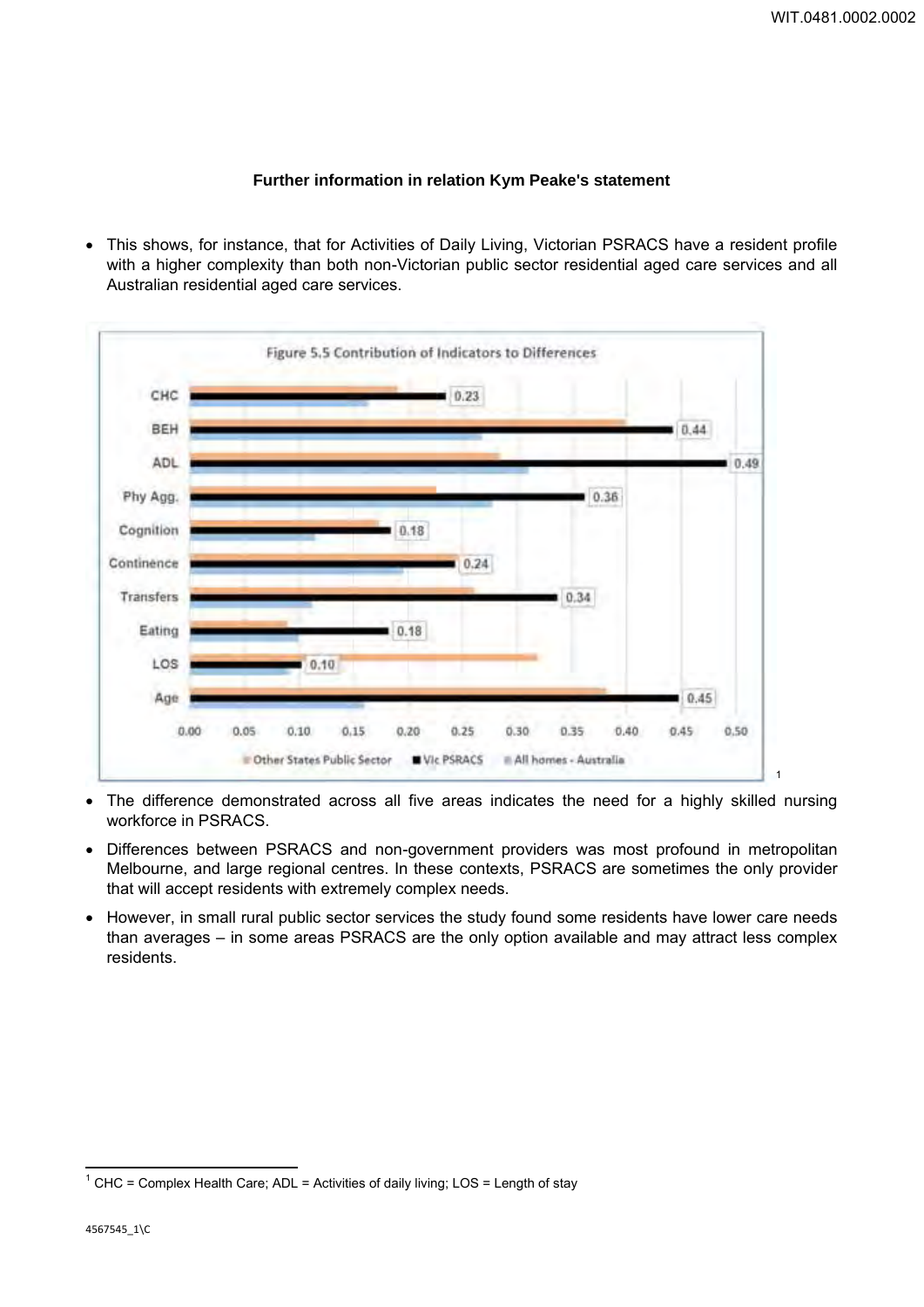## Further information in relation Kym Peake's statement

- This shows, for instance, that for Activities of Daily Living, Victorian PSRACS have a resident profile with a higher complexity than both non-Victorian public sector residential aged care services and all Australian residential aged care services.

Figure 5.5 Contribution of Indicators to Differences

CHC
BEH
ADL
Phy Agg.
Cognition
Continence
Transfers
Eating
LOS
Age

0.23
0.44
0.49
0.36
0.18
0.24
0.34
0.18
0.10
0.45

0.00 0.05 0.10 0.15 0.20 0.25 0.30 0.35 0.40 0.45 0.50

Other States Public Sector | Vic PSRACS | All homes - Australia

[1]

- The difference demonstrated across all five areas indicates the need for a highly skilled nursing workforce in PSRACS.
- Differences between PSRACS and non-government providers was most profound in metropolitan Melbourne, and large regional centres. In these contexts, PSRACS are sometimes the only provider that will accept residents with extremely complex needs.
- However, in small rural public sector services the study found some residents have lower care needs than averages – in some areas PSRACS are the only option available and may attract less complex residents.

[1] CHC = Complex Health Care; ADL = Activities of daily living; LOS = Length of stay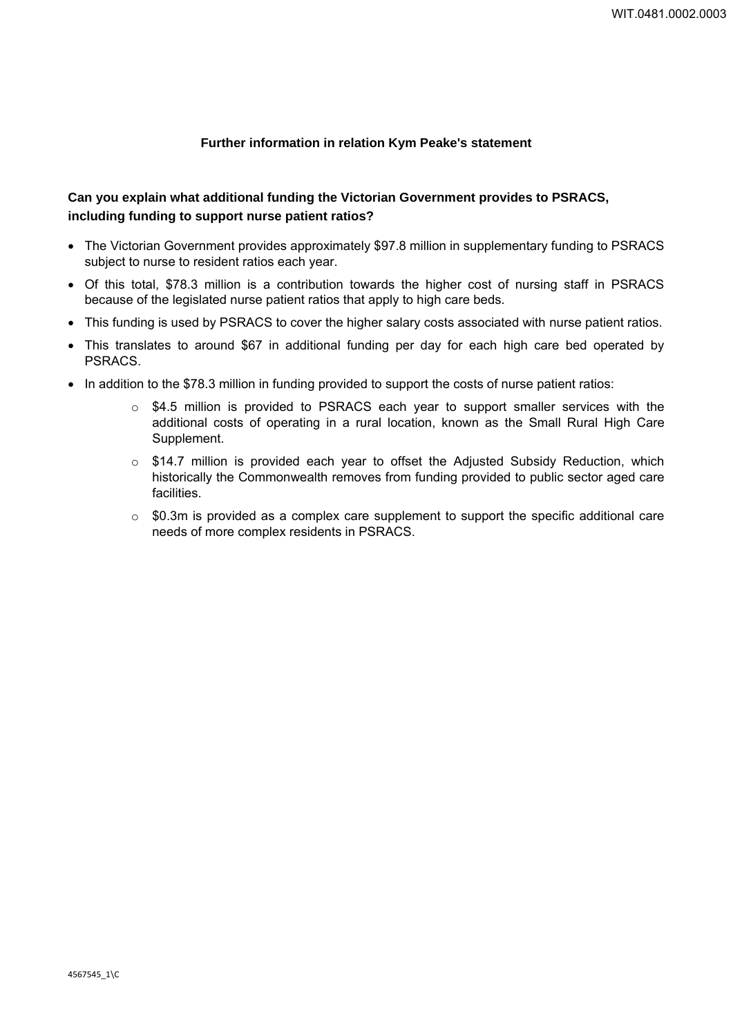**Further information in relation Kym Peake's statement**

**Can you explain what additional funding the Victorian Government provides to PSRACS, including funding to support nurse patient ratios?**

- The Victorian Government provides approximately $97.8 million in supplementary funding to PSRACS subject to nurse to resident ratios each year.
- Of this total, $78.3 million is a contribution towards the higher cost of nursing staff in PSRACS because of the legislated nurse patient ratios that apply to high care beds.
- This funding is used by PSRACS to cover the higher salary costs associated with nurse patient ratios.
- This translates to around $67 in additional funding per day for each high care bed operated by PSRACS.
- In addition to the $78.3 million in funding provided to support the costs of nurse patient ratios:
  - $4.5 million is provided to PSRACS each year to support smaller services with the additional costs of operating in a rural location, known as the Small Rural High Care Supplement.
  - $14.7 million is provided each year to offset the Adjusted Subsidy Reduction, which historically the Commonwealth removes from funding provided to public sector aged care facilities.
  - $0.3m is provided as a complex care supplement to support the specific additional care needs of more complex residents in PSRACS.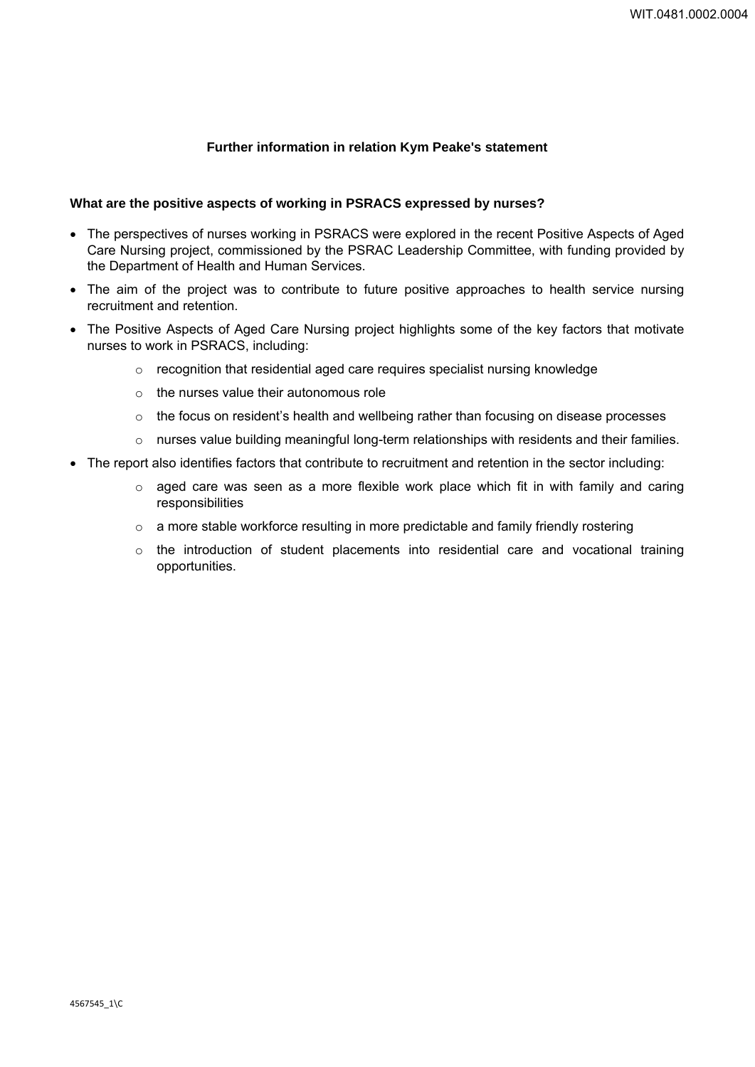**Further information in relation Kym Peake's statement**

**What are the positive aspects of working in PSRACS expressed by nurses?**

- The perspectives of nurses working in PSRACS were explored in the recent Positive Aspects of Aged Care Nursing project, commissioned by the PSRAC Leadership Committee, with funding provided by the Department of Health and Human Services.
- The aim of the project was to contribute to future positive approaches to health service nursing recruitment and retention.
- The Positive Aspects of Aged Care Nursing project highlights some of the key factors that motivate nurses to work in PSRACS, including:
  - recognition that residential aged care requires specialist nursing knowledge
  - the nurses value their autonomous role
  - the focus on resident's health and wellbeing rather than focusing on disease processes
  - nurses value building meaningful long-term relationships with residents and their families.
- The report also identifies factors that contribute to recruitment and retention in the sector including:
  - aged care was seen as a more flexible work place which fit in with family and caring responsibilities
  - a more stable workforce resulting in more predictable and family friendly rostering
  - the introduction of student placements into residential care and vocational training opportunities.